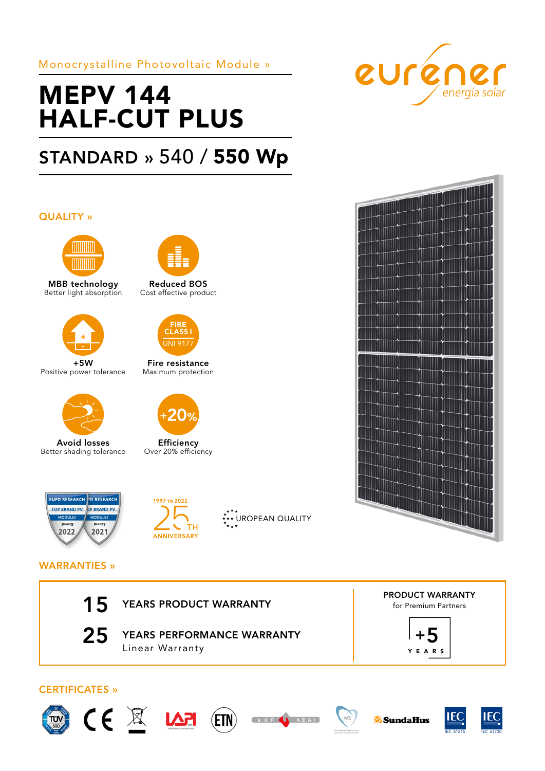Monocrystalline Photovoltaic Module »

# MEPV 144 HALF-CUT PLUS

## STANDARD » 540 / **550 Wp**

eurener energía solar

## QUALITY »

**MBB technology**
Better light absorption

**Reduced BOS**
Cost effective product

**+5W**
Positive power tolerance

FIRE CLASS I UNI 9177

**Fire resistance**
Maximum protection

**Avoid losses**
Better shading tolerance

+20%

**Efficiency**
Over 20% efficiency

EUPD RESEARCH TOP BRAND PV MODULES FRANCE 2022
EUPD RESEARCH TOP BRAND PV MODULES FRANCE 2021

1997 TO 2022 25TH ANNIVERSARY

EUROPEAN QUALITY

## WARRANTIES »

**15** YEARS PRODUCT WARRANTY

**25** YEARS PERFORMANCE WARRANTY
Linear Warranty

**PRODUCT WARRANTY**
for Premium Partners

**+5**
YEARS

## CERTIFICATES »

TÜV SÜD · CE · LAPI · ETN · VKF AEAI · MCS · SundaHus · IEC 61215 · IEC 61730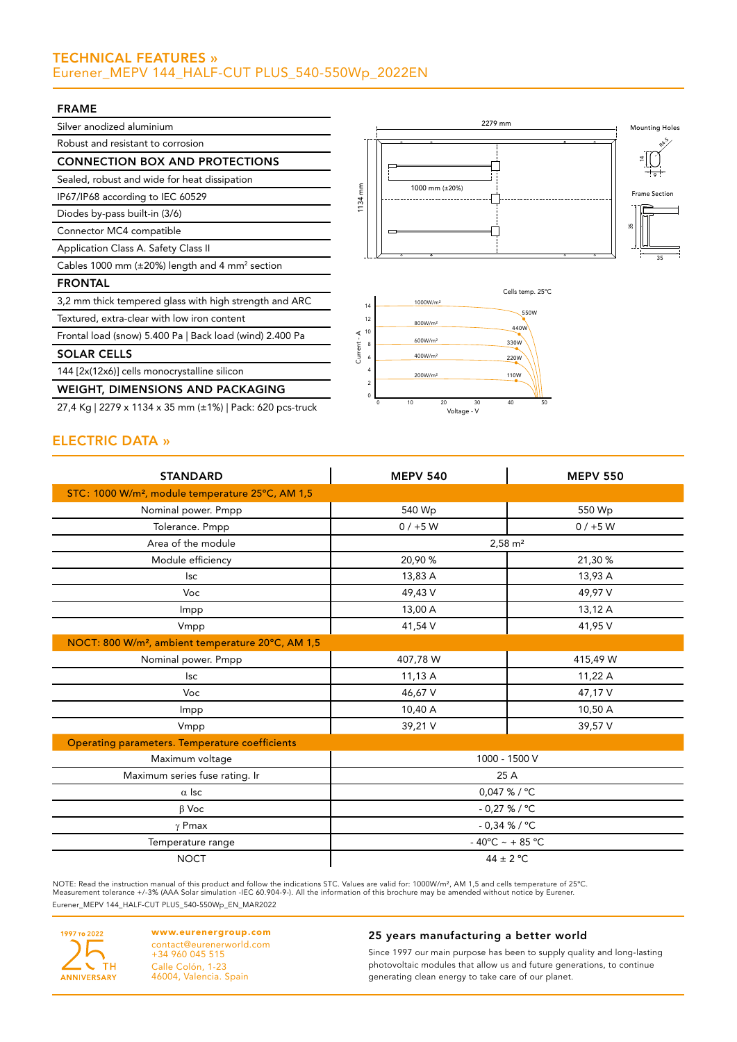## TECHNICAL FEATURES »

Eurener_MEPV 144_HALF-CUT PLUS_540-550Wp_2022EN

| FRAME |
|---|
| Silver anodized aluminium |
| Robust and resistant to corrosion |
| **CONNECTION BOX AND PROTECTIONS** |
| Sealed, robust and wide for heat dissipation |
| IP67/IP68 according to IEC 60529 |
| Diodes by-pass built-in (3/6) |
| Connector MC4 compatible |
| Application Class A. Safety Class II |
| Cables 1000 mm (±20%) length and 4 mm² section |
| **FRONTAL** |
| 3,2 mm thick tempered glass with high strength and ARC |
| Textured, extra-clear with low iron content |
| Frontal load (snow) 5.400 Pa \| Back load (wind) 2.400 Pa |
| **SOLAR CELLS** |
| 144 [2x(12x6)] cells monocrystalline silicon |
| **WEIGHT, DIMENSIONS AND PACKAGING** |
| 27,4 Kg \| 2279 x 1134 x 35 mm (±1%) \| Pack: 620 pcs-truck |

2279 mm
1134 mm
1000 mm (±20%)
Mounting Holes
14
9
R4.5
Frame Section
35
35

Cells temp. 25°C
1000W/m²
800W/m²
600W/m²
400W/m²
200W/m²
550W
440W
330W
220W
110W
Current - A
Voltage - V
0 2 4 6 8 10 12 14
0 10 20 30 40 50

## ELECTRIC DATA »

| STANDARD | MEPV 540 | MEPV 550 |
|---|---|---|
| **STC: 1000 W/m², module temperature 25°C, AM 1,5** | | |
| Nominal power. Pmpp | 540 Wp | 550 Wp |
| Tolerance. Pmpp | 0 / +5 W | 0 / +5 W |
| Area of the module | 2,58 m² | |
| Module efficiency | 20,90 % | 21,30 % |
| Isc | 13,83 A | 13,93 A |
| Voc | 49,43 V | 49,97 V |
| Impp | 13,00 A | 13,12 A |
| Vmpp | 41,54 V | 41,95 V |
| **NOCT: 800 W/m², ambient temperature 20°C, AM 1,5** | | |
| Nominal power. Pmpp | 407,78 W | 415,49 W |
| Isc | 11,13 A | 11,22 A |
| Voc | 46,67 V | 47,17 V |
| Impp | 10,40 A | 10,50 A |
| Vmpp | 39,21 V | 39,57 V |
| **Operating parameters. Temperature coefficients** | | |
| Maximum voltage | 1000 - 1500 V | |
| Maximum series fuse rating. Ir | 25 A | |
| α Isc | 0,047 % / °C | |
| β Voc | - 0,27 % / °C | |
| γ Pmax | - 0,34 % / °C | |
| Temperature range | - 40°C ~ + 85 °C | |
| NOCT | 44 ± 2 °C | |

NOTE: Read the instruction manual of this product and follow the indications STC. Values are valid for: 1000W/m², AM 1,5 and cells temperature of 25°C. Measurement tolerance +/-3% (AAA Solar simulation -IEC 60.904-9-). All the information of this brochure may be amended without notice by Eurener.

Eurener_MEPV 144_HALF-CUT PLUS_540-550Wp_EN_MAR2022

1997 TO 2022
25 TH ANNIVERSARY

www.eurenergroup.com
contact@eurenerworld.com
+34 960 045 515
Calle Colón, 1-23
46004, Valencia. Spain

### 25 years manufacturing a better world

Since 1997 our main purpose has been to supply quality and long-lasting photovoltaic modules that allow us and future generations, to continue generating clean energy to take care of our planet.